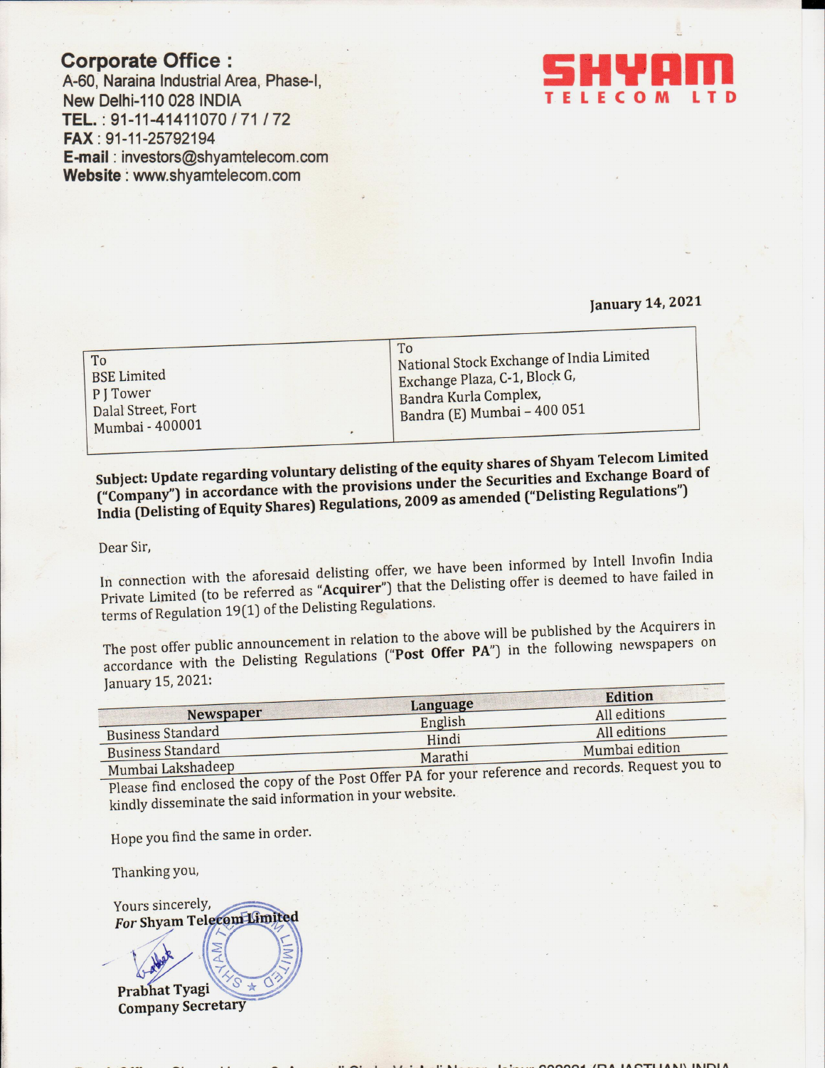**Corporate Office :**
A-60, Naraina Industrial Area, Phase-I,
New Delhi-110 028 INDIA
**TEL.** : 91-11-41411070 / 71 / 72
**FAX** : 91-11-25792194
**E-mail** : investors@shyamtelecom.com
**Website** : www.shyamtelecom.com

**SHYAM**
**TELECOM LTD**

January 14, 2021

| To<br>BSE Limited<br>P J Tower<br>Dalal Street, Fort<br>Mumbai - 400001 | To<br>National Stock Exchange of India Limited<br>Exchange Plaza, C-1, Block G,<br>Bandra Kurla Complex,<br>Bandra (E) Mumbai – 400 051 |
|---|---|

**Subject: Update regarding voluntary delisting of the equity shares of Shyam Telecom Limited ("Company") in accordance with the provisions under the Securities and Exchange Board of India (Delisting of Equity Shares) Regulations, 2009 as amended ("Delisting Regulations")**

Dear Sir,

In connection with the aforesaid delisting offer, we have been informed by Intell Invofin India Private Limited (to be referred as "**Acquirer**") that the Delisting offer is deemed to have failed in terms of Regulation 19(1) of the Delisting Regulations.

The post offer public announcement in relation to the above will be published by the Acquirers in accordance with the Delisting Regulations ("**Post Offer PA**") in the following newspapers on January 15, 2021:

| Newspaper | Language | Edition |
|---|---|---|
| Business Standard | English | All editions |
| Business Standard | Hindi | All editions |
| Mumbai Lakshadeep | Marathi | Mumbai edition |

Please find enclosed the copy of the Post Offer PA for your reference and records. Request you to kindly disseminate the said information in your website.

Hope you find the same in order.

Thanking you,

Yours sincerely,
***For* Shyam Telecom Limited**

**Prabhat Tyagi**
**Company Secretary**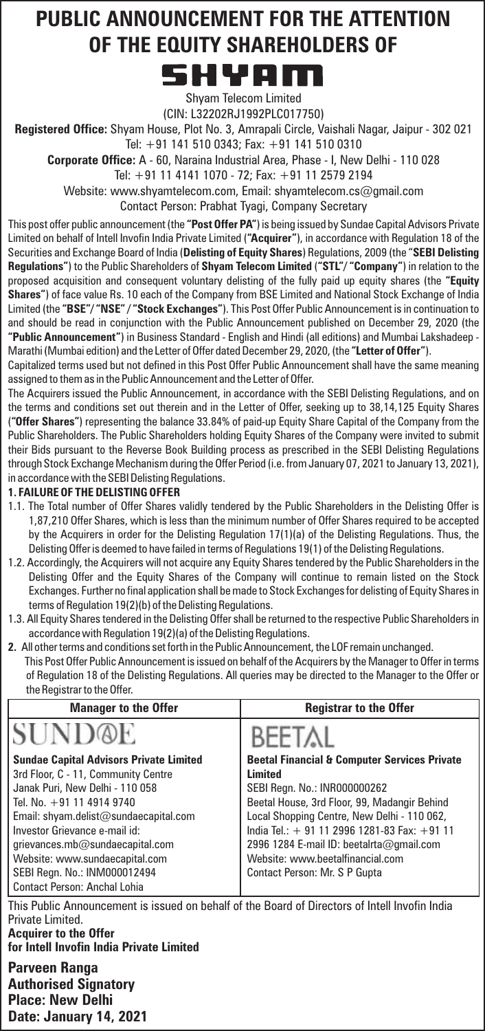# PUBLIC ANNOUNCEMENT FOR THE ATTENTION OF THE EQUITY SHAREHOLDERS OF

**SHYAM**

Shyam Telecom Limited

(CIN: L32202RJ1992PLC017750)

**Registered Office:** Shyam House, Plot No. 3, Amrapali Circle, Vaishali Nagar, Jaipur - 302 021

Tel: +91 141 510 0343; Fax: +91 141 510 0310

**Corporate Office:** A - 60, Naraina Industrial Area, Phase - I, New Delhi - 110 028

Tel: +91 11 4141 1070 - 72; Fax: +91 11 2579 2194

Website: www.shyamtelecom.com, Email: shyamtelecom.cs@gmail.com

Contact Person: Prabhat Tyagi, Company Secretary

This post offer public announcement (the **"Post Offer PA"**) is being issued by Sundae Capital Advisors Private Limited on behalf of Intell Invofin India Private Limited (**"Acquirer"**), in accordance with Regulation 18 of the Securities and Exchange Board of India (**Delisting of Equity Shares**) Regulations, 2009 (the "**SEBI Delisting Regulations"**) to the Public Shareholders of **Shyam Telecom Limited** (**"STL"**/ **"Company"**) in relation to the proposed acquisition and consequent voluntary delisting of the fully paid up equity shares (the **"Equity Shares"**) of face value Rs. 10 each of the Company from BSE Limited and National Stock Exchange of India Limited (the **"BSE"**/ **"NSE"** / **"Stock Exchanges"**). This Post Offer Public Announcement is in continuation to and should be read in conjunction with the Public Announcement published on December 29, 2020 (the **"Public Announcement"**) in Business Standard - English and Hindi (all editions) and Mumbai Lakshadeep - Marathi (Mumbai edition) and the Letter of Offer dated December 29, 2020, (the **"Letter of Offer"**).

Capitalized terms used but not defined in this Post Offer Public Announcement shall have the same meaning assigned to them as in the Public Announcement and the Letter of Offer.

The Acquirers issued the Public Announcement, in accordance with the SEBI Delisting Regulations, and on the terms and conditions set out therein and in the Letter of Offer, seeking up to 38,14,125 Equity Shares (**"Offer Shares"**) representing the balance 33.84% of paid-up Equity Share Capital of the Company from the Public Shareholders. The Public Shareholders holding Equity Shares of the Company were invited to submit their Bids pursuant to the Reverse Book Building process as prescribed in the SEBI Delisting Regulations through Stock Exchange Mechanism during the Offer Period (i.e. from January 07, 2021 to January 13, 2021), in accordance with the SEBI Delisting Regulations.

**1. FAILURE OF THE DELISTING OFFER**

1.1. The Total number of Offer Shares validly tendered by the Public Shareholders in the Delisting Offer is 1,87,210 Offer Shares, which is less than the minimum number of Offer Shares required to be accepted by the Acquirers in order for the Delisting Regulation 17(1)(a) of the Delisting Regulations. Thus, the Delisting Offer is deemed to have failed in terms of Regulations 19(1) of the Delisting Regulations.

1.2. Accordingly, the Acquirers will not acquire any Equity Shares tendered by the Public Shareholders in the Delisting Offer and the Equity Shares of the Company will continue to remain listed on the Stock Exchanges. Further no final application shall be made to Stock Exchanges for delisting of Equity Shares in terms of Regulation 19(2)(b) of the Delisting Regulations.

1.3. All Equity Shares tendered in the Delisting Offer shall be returned to the respective Public Shareholders in accordance with Regulation 19(2)(a) of the Delisting Regulations.

**2.** All other terms and conditions set forth in the Public Announcement, the LOF remain unchanged.

This Post Offer Public Announcement is issued on behalf of the Acquirers by the Manager to Offer in terms of Regulation 18 of the Delisting Regulations. All queries may be directed to the Manager to the Offer or the Registrar to the Offer.

| Manager to the Offer | Registrar to the Offer |
|---|---|
| SUND@E | BEETAL |
| **Sundae Capital Advisors Private Limited**<br>3rd Floor, C - 11, Community Centre<br>Janak Puri, New Delhi - 110 058<br>Tel. No. +91 11 4914 9740<br>Email: shyam.delist@sundaecapital.com<br>Investor Grievance e-mail id:<br>grievances.mb@sundaecapital.com<br>Website: www.sundaecapital.com<br>SEBI Regn. No.: INM000012494<br>Contact Person: Anchal Lohia | **Beetal Financial & Computer Services Private Limited**<br>SEBI Regn. No.: INR000000262<br>Beetal House, 3rd Floor, 99, Madangir Behind Local Shopping Centre, New Delhi - 110 062,<br>India Tel.: + 91 11 2996 1281-83 Fax: +91 11 2996 1284 E-mail ID: beetalrta@gmail.com<br>Website: www.beetalfinancial.com<br>Contact Person: Mr. S P Gupta |

This Public Announcement is issued on behalf of the Board of Directors of Intell Invofin India Private Limited.

**Acquirer to the Offer**
**for Intell Invofin India Private Limited**

**Parveen Ranga**
**Authorised Signatory**
**Place: New Delhi**
**Date: January 14, 2021**